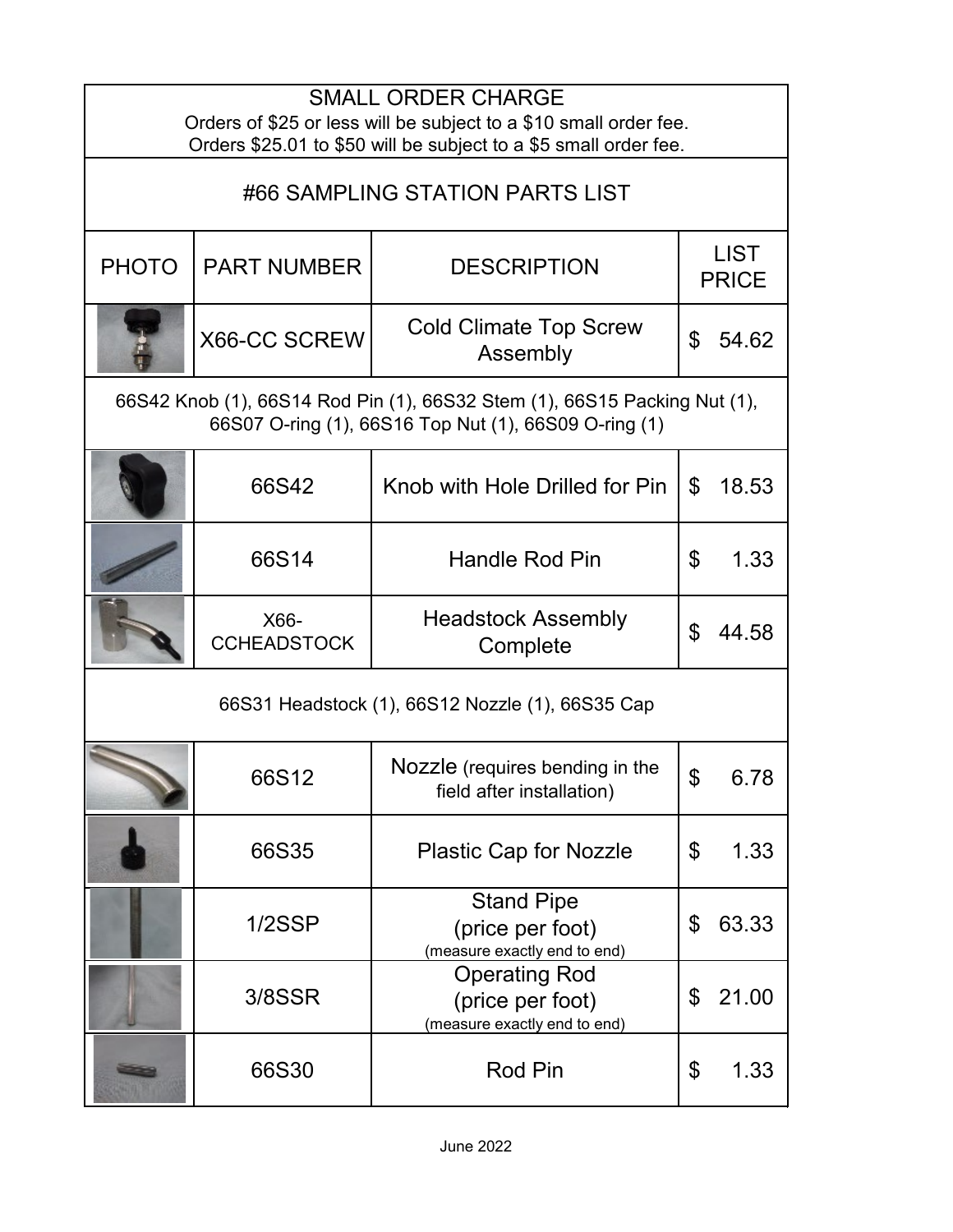## SMALL ORDER CHARGE

Orders of $25 or less will be subject to a $10 small order fee.
Orders $25.01 to $50 will be subject to a $5 small order fee.

## #66 SAMPLING STATION PARTS LIST

| PHOTO | PART NUMBER | DESCRIPTION | LIST PRICE |
|---|---|---|---|
| | X66-CC SCREW | Cold Climate Top Screw Assembly | $ 54.62 |
| 66S42 Knob (1), 66S14 Rod Pin (1), 66S32 Stem (1), 66S15 Packing Nut (1), 66S07 O-ring (1), 66S16 Top Nut (1), 66S09 O-ring (1) | | | |
| | 66S42 | Knob with Hole Drilled for Pin | $ 18.53 |
| | 66S14 | Handle Rod Pin | $ 1.33 |
| | X66-CCHEADSTOCK | Headstock Assembly Complete | $ 44.58 |
| 66S31 Headstock (1), 66S12 Nozzle (1), 66S35 Cap | | | |
| | 66S12 | Nozzle (requires bending in the field after installation) | $ 6.78 |
| | 66S35 | Plastic Cap for Nozzle | $ 1.33 |
| | 1/2SSP | Stand Pipe (price per foot) (measure exactly end to end) | $ 63.33 |
| | 3/8SSR | Operating Rod (price per foot) (measure exactly end to end) | $ 21.00 |
| | 66S30 | Rod Pin | $ 1.33 |

June 2022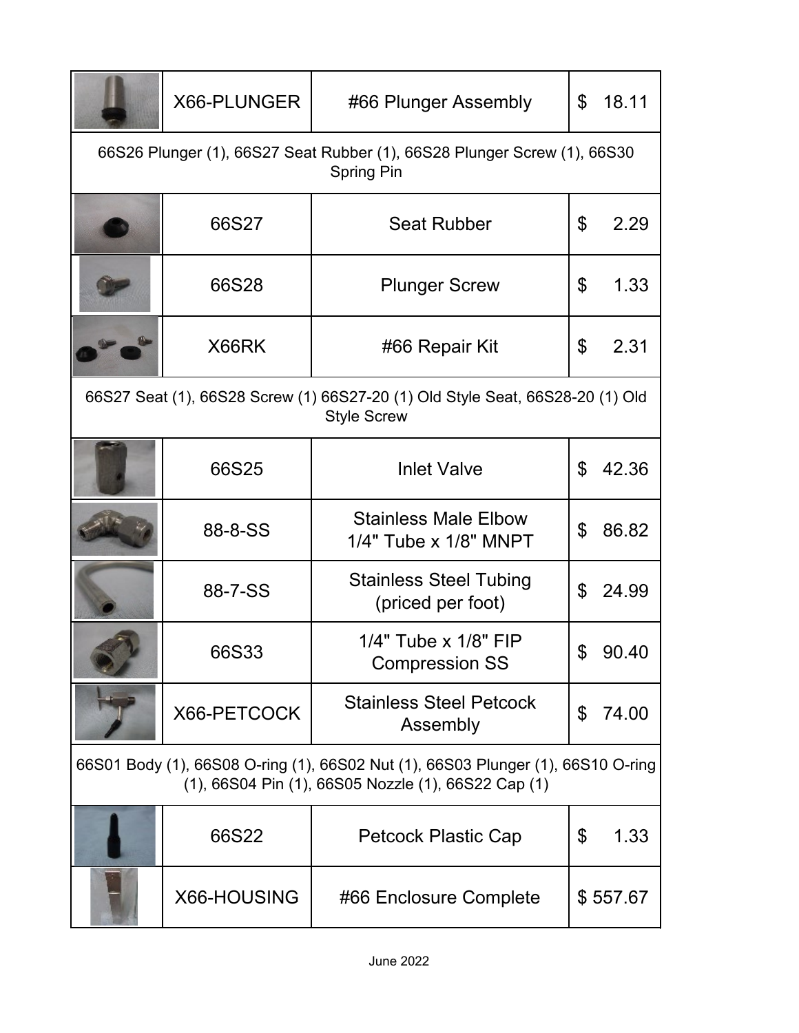| | Part Number | Description | Price |
|---|---|---|---|
| | X66-PLUNGER | #66 Plunger Assembly | $ 18.11 |
| 66S26 Plunger (1), 66S27 Seat Rubber (1), 66S28 Plunger Screw (1), 66S30 Spring Pin | | | |
| | 66S27 | Seat Rubber | $ 2.29 |
| | 66S28 | Plunger Screw | $ 1.33 |
| | X66RK | #66 Repair Kit | $ 2.31 |
| 66S27 Seat (1), 66S28 Screw (1) 66S27-20 (1) Old Style Seat, 66S28-20 (1) Old Style Screw | | | |
| | 66S25 | Inlet Valve | $ 42.36 |
| | 88-8-SS | Stainless Male Elbow 1/4" Tube x 1/8" MNPT | $ 86.82 |
| | 88-7-SS | Stainless Steel Tubing (priced per foot) | $ 24.99 |
| | 66S33 | 1/4" Tube x 1/8" FIP Compression SS | $ 90.40 |
| | X66-PETCOCK | Stainless Steel Petcock Assembly | $ 74.00 |
| 66S01 Body (1), 66S08 O-ring (1), 66S02 Nut (1), 66S03 Plunger (1), 66S10 O-ring (1), 66S04 Pin (1), 66S05 Nozzle (1), 66S22 Cap (1) | | | |
| | 66S22 | Petcock Plastic Cap | $ 1.33 |
| | X66-HOUSING | #66 Enclosure Complete | $ 557.67 |

June 2022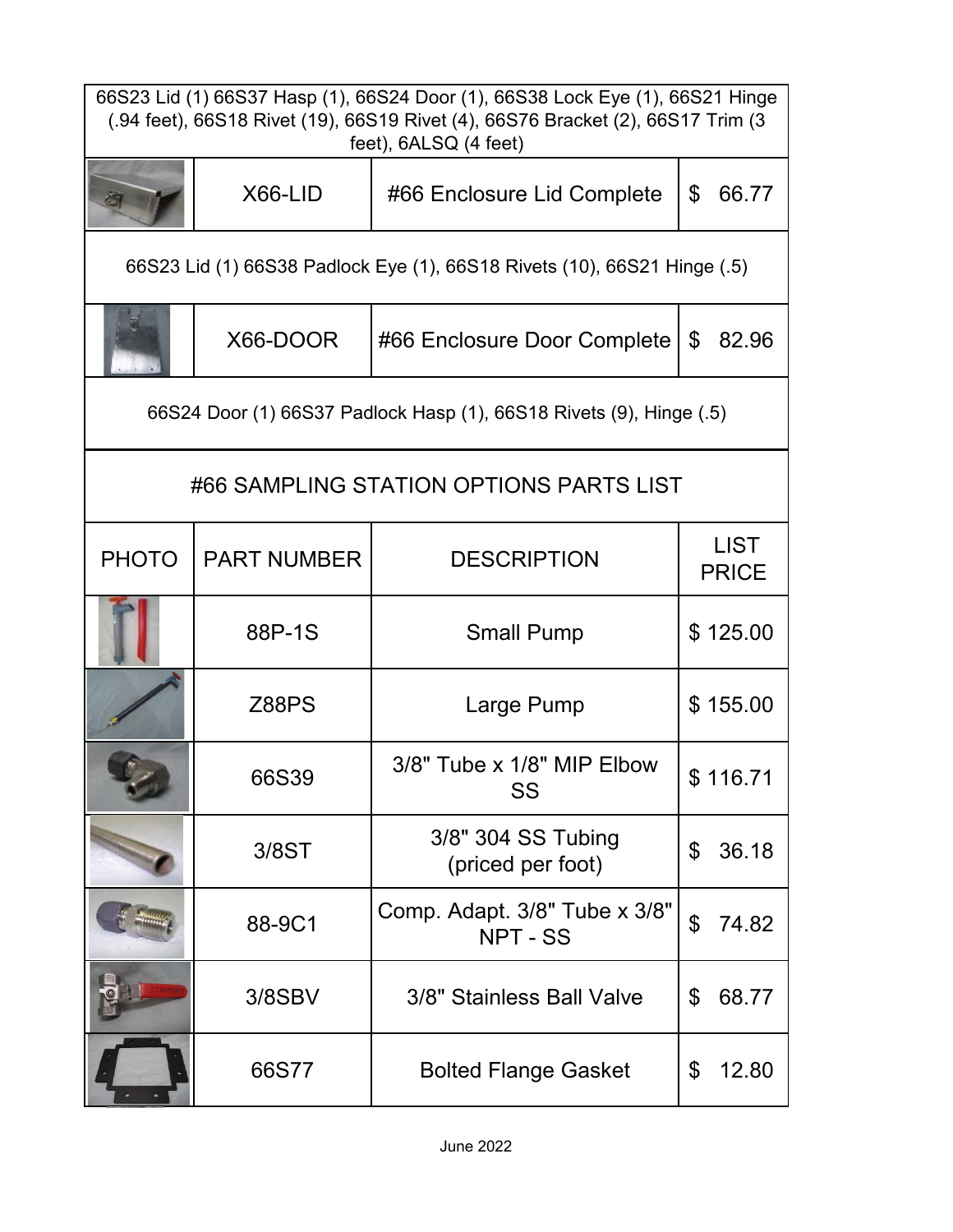| | | | |
|---|---|---|---|
| 66S23 Lid (1) 66S37 Hasp (1), 66S24 Door (1), 66S38 Lock Eye (1), 66S21 Hinge (.94 feet), 66S18 Rivet (19), 66S19 Rivet (4), 66S76 Bracket (2), 66S17 Trim (3 feet), 6ALSQ (4 feet) | | | |
| | X66-LID | #66 Enclosure Lid Complete | $ 66.77 |
| 66S23 Lid (1) 66S38 Padlock Eye (1), 66S18 Rivets (10), 66S21 Hinge (.5) | | | |
| | X66-DOOR | #66 Enclosure Door Complete | $ 82.96 |
| 66S24 Door (1) 66S37 Padlock Hasp (1), 66S18 Rivets (9), Hinge (.5) | | | |

## #66 SAMPLING STATION OPTIONS PARTS LIST

| PHOTO | PART NUMBER | DESCRIPTION | LIST PRICE |
|---|---|---|---|
| | 88P-1S | Small Pump | $ 125.00 |
| | Z88PS | Large Pump | $ 155.00 |
| | 66S39 | 3/8" Tube x 1/8" MIP Elbow SS | $ 116.71 |
| | 3/8ST | 3/8" 304 SS Tubing (priced per foot) | $ 36.18 |
| | 88-9C1 | Comp. Adapt. 3/8" Tube x 3/8" NPT - SS | $ 74.82 |
| | 3/8SBV | 3/8" Stainless Ball Valve | $ 68.77 |
| | 66S77 | Bolted Flange Gasket | $ 12.80 |

June 2022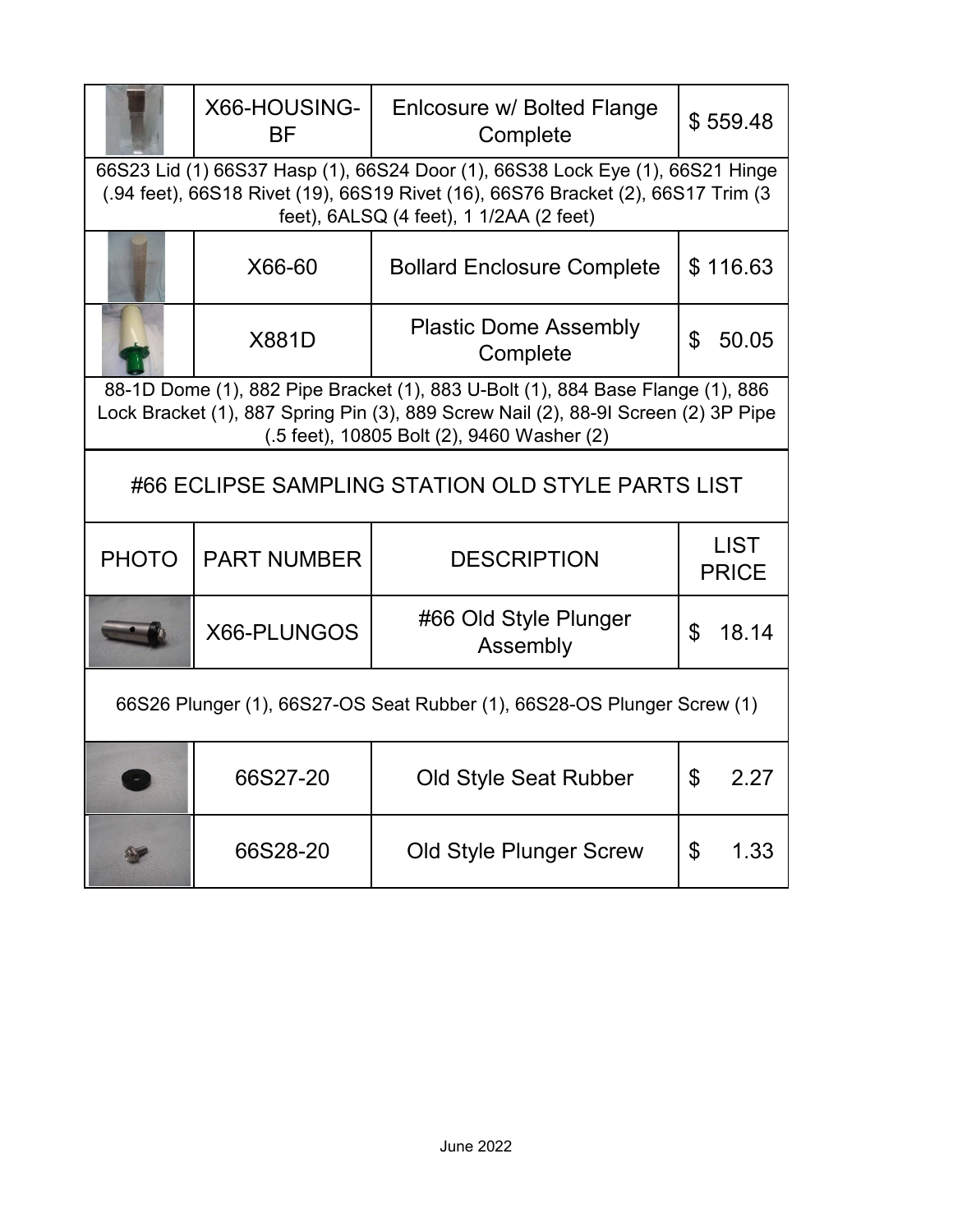| | | | |
|---|---|---|---|
| | X66-HOUSING-BF | Enlcosure w/ Bolted Flange Complete | $ 559.48 |
| 66S23 Lid (1) 66S37 Hasp (1), 66S24 Door (1), 66S38 Lock Eye (1), 66S21 Hinge (.94 feet), 66S18 Rivet (19), 66S19 Rivet (16), 66S76 Bracket (2), 66S17 Trim (3 feet), 6ALSQ (4 feet), 1 1/2AA (2 feet) | | | |
| | X66-60 | Bollard Enclosure Complete | $ 116.63 |
| | X881D | Plastic Dome Assembly Complete | $ 50.05 |
| 88-1D Dome (1), 882 Pipe Bracket (1), 883 U-Bolt (1), 884 Base Flange (1), 886 Lock Bracket (1), 887 Spring Pin (3), 889 Screw Nail (2), 88-9I Screen (2) 3P Pipe (.5 feet), 10805 Bolt (2), 9460 Washer (2) | | | |

## #66 ECLIPSE SAMPLING STATION OLD STYLE PARTS LIST

| PHOTO | PART NUMBER | DESCRIPTION | LIST PRICE |
|---|---|---|---|
| | X66-PLUNGOS | #66 Old Style Plunger Assembly | $ 18.14 |
| 66S26 Plunger (1), 66S27-OS Seat Rubber (1), 66S28-OS Plunger Screw (1) | | | |
| | 66S27-20 | Old Style Seat Rubber | $ 2.27 |
| | 66S28-20 | Old Style Plunger Screw | $ 1.33 |

June 2022